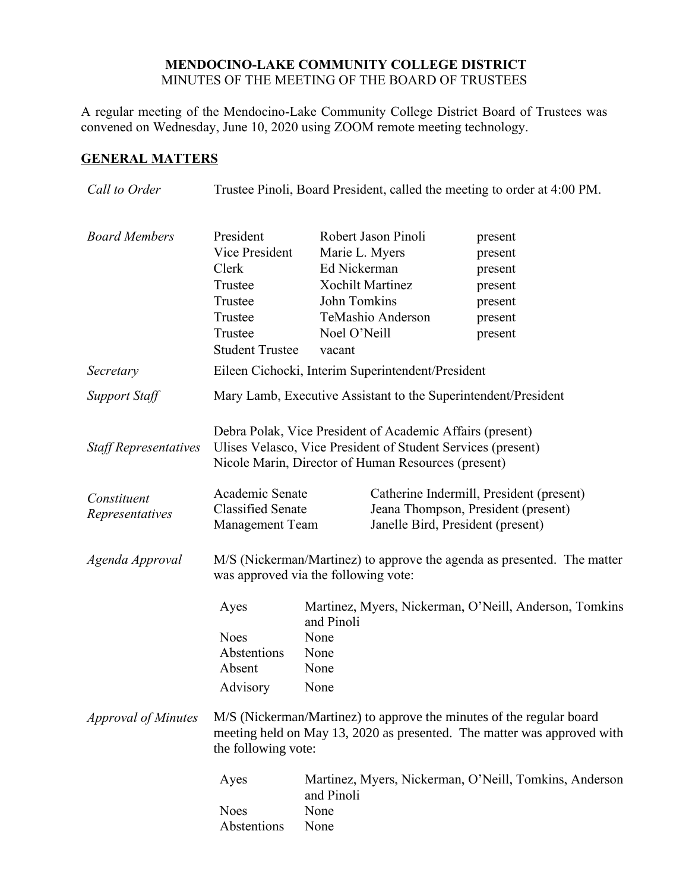**MENDOCINO-LAKE COMMUNITY COLLEGE DISTRICT**
MINUTES OF THE MEETING OF THE BOARD OF TRUSTEES

A regular meeting of the Mendocino-Lake Community College District Board of Trustees was convened on Wednesday, June 10, 2020 using ZOOM remote meeting technology.

## GENERAL MATTERS

*Call to Order* — Trustee Pinoli, Board President, called the meeting to order at 4:00 PM.

*Board Members*

| | | |
|---|---|---|
| President | Robert Jason Pinoli | present |
| Vice President | Marie L. Myers | present |
| Clerk | Ed Nickerman | present |
| Trustee | Xochilt Martinez | present |
| Trustee | John Tomkins | present |
| Trustee | TeMashio Anderson | present |
| Trustee | Noel O'Neill | present |
| Student Trustee | vacant | |

*Secretary* — Eileen Cichocki, Interim Superintendent/President

*Support Staff* — Mary Lamb, Executive Assistant to the Superintendent/President

*Staff Representatives*

Debra Polak, Vice President of Academic Affairs (present)
Ulises Velasco, Vice President of Student Services (present)
Nicole Marin, Director of Human Resources (present)

*Constituent Representatives*

| | |
|---|---|
| Academic Senate | Catherine Indermill, President (present) |
| Classified Senate | Jeana Thompson, President (present) |
| Management Team | Janelle Bird, President (present) |

*Agenda Approval* — M/S (Nickerman/Martinez) to approve the agenda as presented. The matter was approved via the following vote:

| | |
|---|---|
| Ayes | Martinez, Myers, Nickerman, O'Neill, Anderson, Tomkins and Pinoli |
| Noes | None |
| Abstentions | None |
| Absent | None |
| Advisory | None |

*Approval of Minutes* — M/S (Nickerman/Martinez) to approve the minutes of the regular board meeting held on May 13, 2020 as presented. The matter was approved with the following vote:

| | |
|---|---|
| Ayes | Martinez, Myers, Nickerman, O'Neill, Tomkins, Anderson and Pinoli |
| Noes | None |
| Abstentions | None |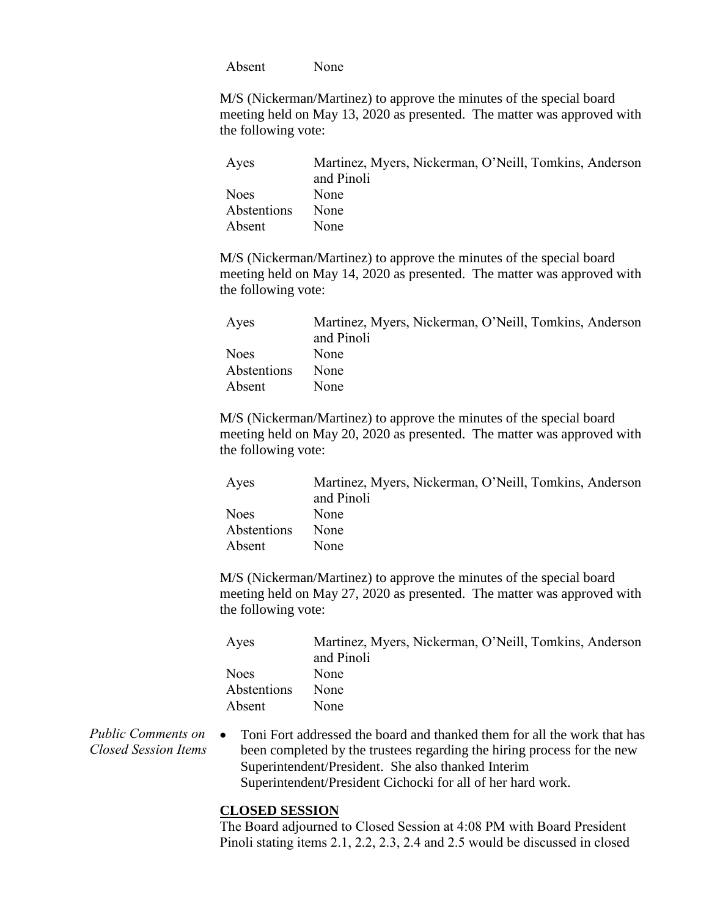| | |
|---|---|
| Absent | None |

M/S (Nickerman/Martinez) to approve the minutes of the special board meeting held on May 13, 2020 as presented. The matter was approved with the following vote:

| | |
|---|---|
| Ayes | Martinez, Myers, Nickerman, O'Neill, Tomkins, Anderson and Pinoli |
| Noes | None |
| Abstentions | None |
| Absent | None |

M/S (Nickerman/Martinez) to approve the minutes of the special board meeting held on May 14, 2020 as presented. The matter was approved with the following vote:

| | |
|---|---|
| Ayes | Martinez, Myers, Nickerman, O'Neill, Tomkins, Anderson and Pinoli |
| Noes | None |
| Abstentions | None |
| Absent | None |

M/S (Nickerman/Martinez) to approve the minutes of the special board meeting held on May 20, 2020 as presented. The matter was approved with the following vote:

| | |
|---|---|
| Ayes | Martinez, Myers, Nickerman, O'Neill, Tomkins, Anderson and Pinoli |
| Noes | None |
| Abstentions | None |
| Absent | None |

M/S (Nickerman/Martinez) to approve the minutes of the special board meeting held on May 27, 2020 as presented. The matter was approved with the following vote:

| | |
|---|---|
| Ayes | Martinez, Myers, Nickerman, O'Neill, Tomkins, Anderson and Pinoli |
| Noes | None |
| Abstentions | None |
| Absent | None |

*Public Comments on Closed Session Items*

- Toni Fort addressed the board and thanked them for all the work that has been completed by the trustees regarding the hiring process for the new Superintendent/President. She also thanked Interim Superintendent/President Cichocki for all of her hard work.

**CLOSED SESSION**

The Board adjourned to Closed Session at 4:08 PM with Board President Pinoli stating items 2.1, 2.2, 2.3, 2.4 and 2.5 would be discussed in closed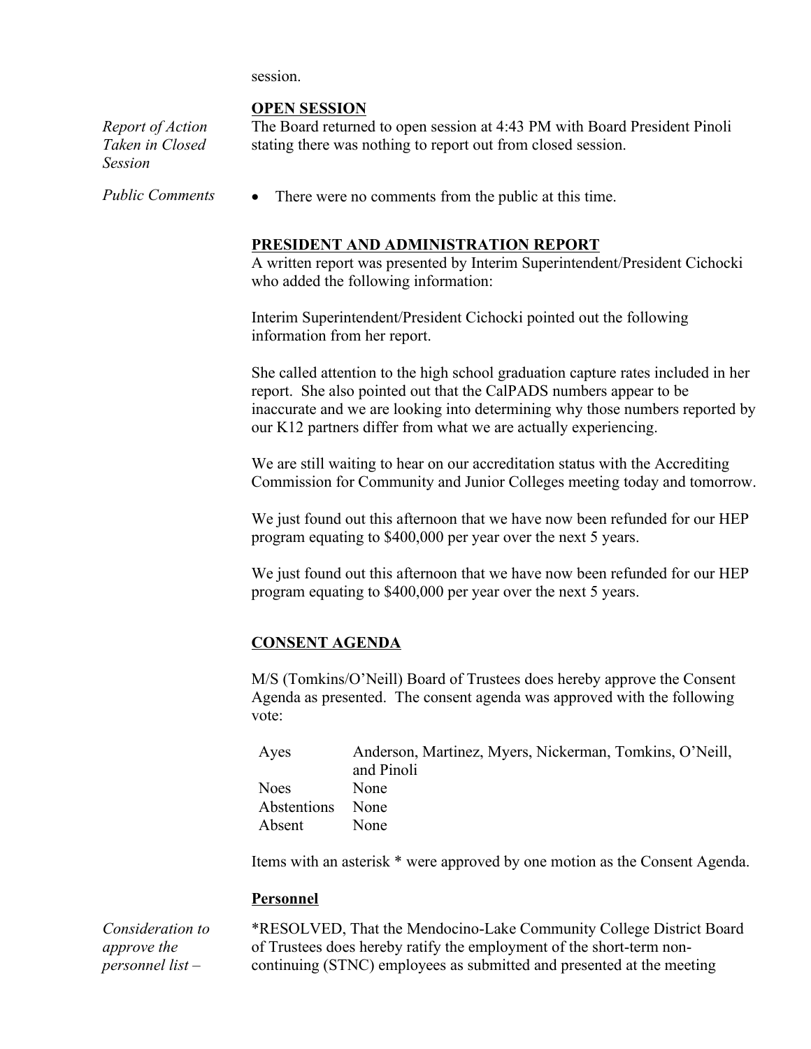session.

## OPEN SESSION

*Report of Action Taken in Closed Session*

The Board returned to open session at 4:43 PM with Board President Pinoli stating there was nothing to report out from closed session.

*Public Comments*

- There were no comments from the public at this time.

## PRESIDENT AND ADMINISTRATION REPORT

A written report was presented by Interim Superintendent/President Cichocki who added the following information:

Interim Superintendent/President Cichocki pointed out the following information from her report.

She called attention to the high school graduation capture rates included in her report. She also pointed out that the CalPADS numbers appear to be inaccurate and we are looking into determining why those numbers reported by our K12 partners differ from what we are actually experiencing.

We are still waiting to hear on our accreditation status with the Accrediting Commission for Community and Junior Colleges meeting today and tomorrow.

We just found out this afternoon that we have now been refunded for our HEP program equating to $400,000 per year over the next 5 years.

We just found out this afternoon that we have now been refunded for our HEP program equating to $400,000 per year over the next 5 years.

## CONSENT AGENDA

M/S (Tomkins/O'Neill) Board of Trustees does hereby approve the Consent Agenda as presented. The consent agenda was approved with the following vote:

| | |
|---|---|
| Ayes | Anderson, Martinez, Myers, Nickerman, Tomkins, O'Neill, and Pinoli |
| Noes | None |
| Abstentions | None |
| Absent | None |

Items with an asterisk * were approved by one motion as the Consent Agenda.

### Personnel

*Consideration to approve the personnel list –*

*RESOLVED, That the Mendocino-Lake Community College District Board of Trustees does hereby ratify the employment of the short-term non-continuing (STNC) employees as submitted and presented at the meeting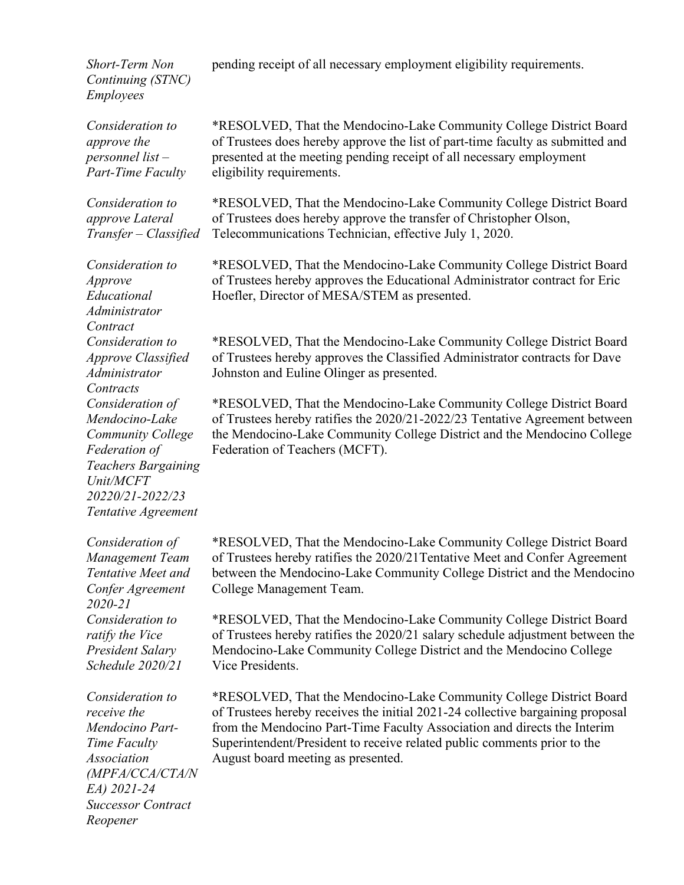| | |
|---|---|
| *Short-Term Non Continuing (STNC) Employees* | pending receipt of all necessary employment eligibility requirements. |
| *Consideration to approve the personnel list – Part-Time Faculty* | *RESOLVED, That the Mendocino-Lake Community College District Board of Trustees does hereby approve the list of part-time faculty as submitted and presented at the meeting pending receipt of all necessary employment eligibility requirements. |
| *Consideration to approve Lateral Transfer – Classified* | *RESOLVED, That the Mendocino-Lake Community College District Board of Trustees does hereby approve the transfer of Christopher Olson, Telecommunications Technician, effective July 1, 2020. |
| *Consideration to Approve Educational Administrator Contract* | *RESOLVED, That the Mendocino-Lake Community College District Board of Trustees hereby approves the Educational Administrator contract for Eric Hoefler, Director of MESA/STEM as presented. |
| *Consideration to Approve Classified Administrator Contracts* | *RESOLVED, That the Mendocino-Lake Community College District Board of Trustees hereby approves the Classified Administrator contracts for Dave Johnston and Euline Olinger as presented. |
| *Consideration of Mendocino-Lake Community College Federation of Teachers Bargaining Unit/MCFT 20220/21-2022/23 Tentative Agreement* | *RESOLVED, That the Mendocino-Lake Community College District Board of Trustees hereby ratifies the 2020/21-2022/23 Tentative Agreement between the Mendocino-Lake Community College District and the Mendocino College Federation of Teachers (MCFT). |
| *Consideration of Management Team Tentative Meet and Confer Agreement 2020-21* | *RESOLVED, That the Mendocino-Lake Community College District Board of Trustees hereby ratifies the 2020/21Tentative Meet and Confer Agreement between the Mendocino-Lake Community College District and the Mendocino College Management Team. |
| *Consideration to ratify the Vice President Salary Schedule 2020/21* | *RESOLVED, That the Mendocino-Lake Community College District Board of Trustees hereby ratifies the 2020/21 salary schedule adjustment between the Mendocino-Lake Community College District and the Mendocino College Vice Presidents. |
| *Consideration to receive the Mendocino Part-Time Faculty Association (MPFA/CCA/CTA/NEA) 2021-24 Successor Contract Reopener* | *RESOLVED, That the Mendocino-Lake Community College District Board of Trustees hereby receives the initial 2021-24 collective bargaining proposal from the Mendocino Part-Time Faculty Association and directs the Interim Superintendent/President to receive related public comments prior to the August board meeting as presented. |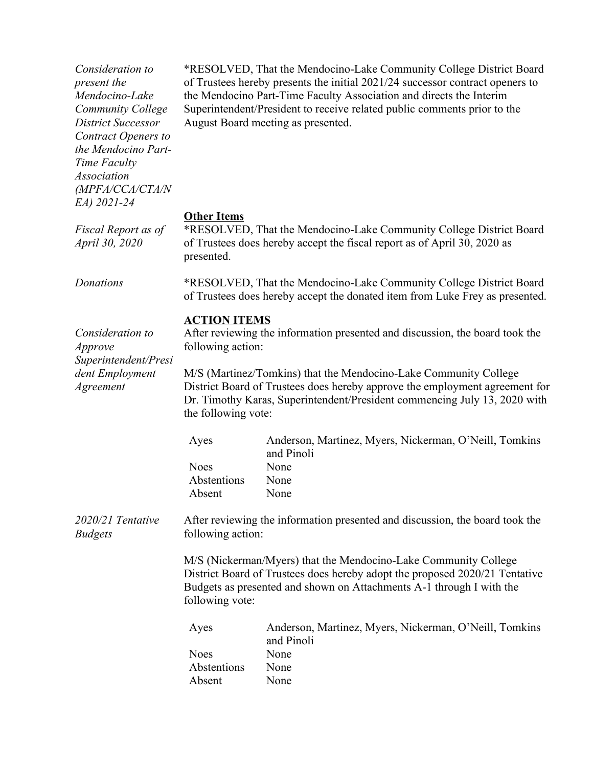*Consideration to present the Mendocino-Lake Community College District Successor Contract Openers to the Mendocino Part-Time Faculty Association (MPFA/CCA/CTA/NEA) 2021-24*

*RESOLVED, That the Mendocino-Lake Community College District Board of Trustees hereby presents the initial 2021/24 successor contract openers to the Mendocino Part-Time Faculty Association and directs the Interim Superintendent/President to receive related public comments prior to the August Board meeting as presented.

**Other Items**

*Fiscal Report as of April 30, 2020*

*RESOLVED, That the Mendocino-Lake Community College District Board of Trustees does hereby accept the fiscal report as of April 30, 2020 as presented.

*Donations*

*RESOLVED, That the Mendocino-Lake Community College District Board of Trustees does hereby accept the donated item from Luke Frey as presented.

**ACTION ITEMS**

*Consideration to Approve Superintendent/President Employment Agreement*

After reviewing the information presented and discussion, the board took the following action:

M/S (Martinez/Tomkins) that the Mendocino-Lake Community College District Board of Trustees does hereby approve the employment agreement for Dr. Timothy Karas, Superintendent/President commencing July 13, 2020 with the following vote:

| | |
|---|---|
| Ayes | Anderson, Martinez, Myers, Nickerman, O'Neill, Tomkins and Pinoli |
| Noes | None |
| Abstentions | None |
| Absent | None |

*2020/21 Tentative Budgets*

After reviewing the information presented and discussion, the board took the following action:

M/S (Nickerman/Myers) that the Mendocino-Lake Community College District Board of Trustees does hereby adopt the proposed 2020/21 Tentative Budgets as presented and shown on Attachments A-1 through I with the following vote:

| | |
|---|---|
| Ayes | Anderson, Martinez, Myers, Nickerman, O'Neill, Tomkins and Pinoli |
| Noes | None |
| Abstentions | None |
| Absent | None |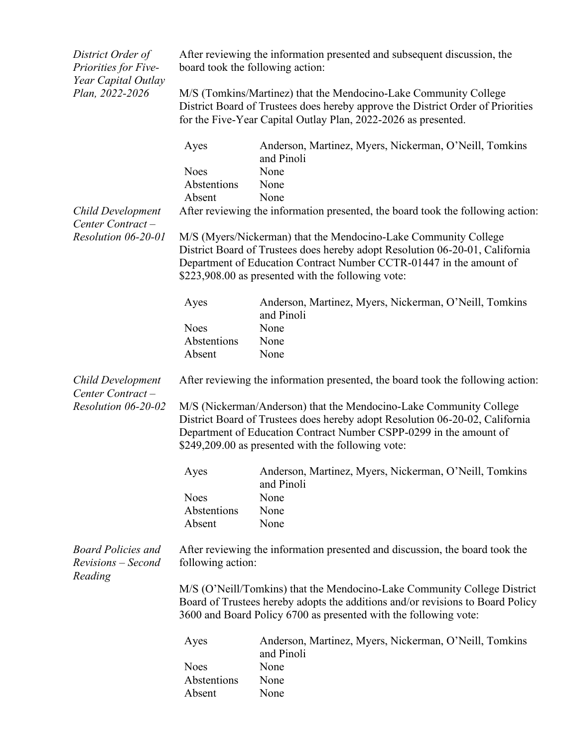*District Order of Priorities for Five-Year Capital Outlay Plan, 2022-2026*

After reviewing the information presented and subsequent discussion, the board took the following action:

M/S (Tomkins/Martinez) that the Mendocino-Lake Community College District Board of Trustees does hereby approve the District Order of Priorities for the Five-Year Capital Outlay Plan, 2022-2026 as presented.

| | |
|---|---|
| Ayes | Anderson, Martinez, Myers, Nickerman, O'Neill, Tomkins and Pinoli |
| Noes | None |
| Abstentions | None |
| Absent | None |

*Child Development Center Contract – Resolution 06-20-01*

After reviewing the information presented, the board took the following action:

M/S (Myers/Nickerman) that the Mendocino-Lake Community College District Board of Trustees does hereby adopt Resolution 06-20-01, California Department of Education Contract Number CCTR-01447 in the amount of $223,908.00 as presented with the following vote:

| | |
|---|---|
| Ayes | Anderson, Martinez, Myers, Nickerman, O'Neill, Tomkins and Pinoli |
| Noes | None |
| Abstentions | None |
| Absent | None |

*Child Development Center Contract – Resolution 06-20-02*

After reviewing the information presented, the board took the following action:

M/S (Nickerman/Anderson) that the Mendocino-Lake Community College District Board of Trustees does hereby adopt Resolution 06-20-02, California Department of Education Contract Number CSPP-0299 in the amount of $249,209.00 as presented with the following vote:

| | |
|---|---|
| Ayes | Anderson, Martinez, Myers, Nickerman, O'Neill, Tomkins and Pinoli |
| Noes | None |
| Abstentions | None |
| Absent | None |

*Board Policies and Revisions – Second Reading*

After reviewing the information presented and discussion, the board took the following action:

M/S (O'Neill/Tomkins) that the Mendocino-Lake Community College District Board of Trustees hereby adopts the additions and/or revisions to Board Policy 3600 and Board Policy 6700 as presented with the following vote:

| | |
|---|---|
| Ayes | Anderson, Martinez, Myers, Nickerman, O'Neill, Tomkins and Pinoli |
| Noes | None |
| Abstentions | None |
| Absent | None |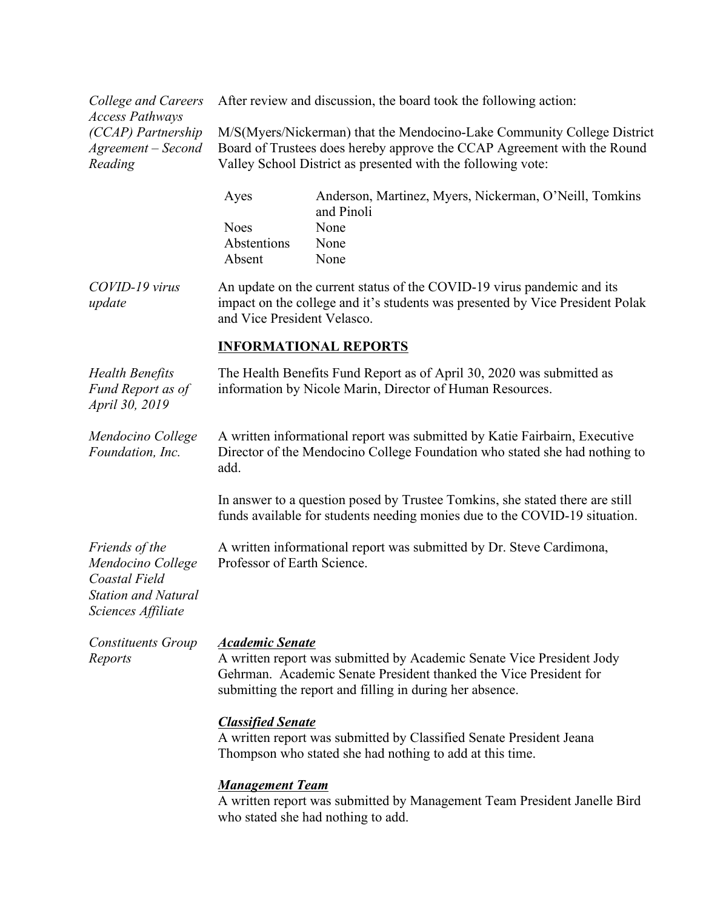*College and Careers Access Pathways (CCAP) Partnership Agreement – Second Reading*

After review and discussion, the board took the following action:

M/S(Myers/Nickerman) that the Mendocino-Lake Community College District Board of Trustees does hereby approve the CCAP Agreement with the Round Valley School District as presented with the following vote:

| | |
|---|---|
| Ayes | Anderson, Martinez, Myers, Nickerman, O'Neill, Tomkins and Pinoli |
| Noes | None |
| Abstentions | None |
| Absent | None |

*COVID-19 virus update*

An update on the current status of the COVID-19 virus pandemic and its impact on the college and it's students was presented by Vice President Polak and Vice President Velasco.

## INFORMATIONAL REPORTS

*Health Benefits Fund Report as of April 30, 2019*

The Health Benefits Fund Report as of April 30, 2020 was submitted as information by Nicole Marin, Director of Human Resources.

*Mendocino College Foundation, Inc.*

A written informational report was submitted by Katie Fairbairn, Executive Director of the Mendocino College Foundation who stated she had nothing to add.

In answer to a question posed by Trustee Tomkins, she stated there are still funds available for students needing monies due to the COVID-19 situation.

*Friends of the Mendocino College Coastal Field Station and Natural Sciences Affiliate*

A written informational report was submitted by Dr. Steve Cardimona, Professor of Earth Science.

*Constituents Group Reports*

***Academic Senate***

A written report was submitted by Academic Senate Vice President Jody Gehrman. Academic Senate President thanked the Vice President for submitting the report and filling in during her absence.

***Classified Senate***

A written report was submitted by Classified Senate President Jeana Thompson who stated she had nothing to add at this time.

***Management Team***

A written report was submitted by Management Team President Janelle Bird who stated she had nothing to add.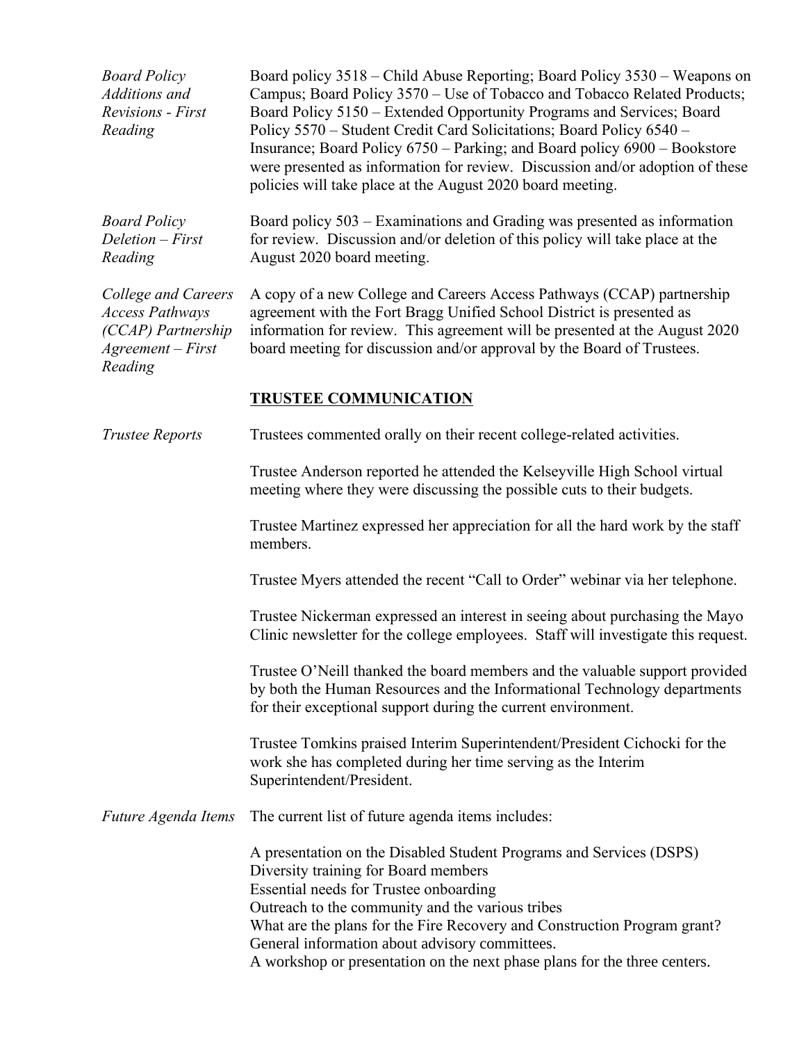*Board Policy Additions and Revisions - First Reading*

Board policy 3518 – Child Abuse Reporting; Board Policy 3530 – Weapons on Campus; Board Policy 3570 – Use of Tobacco and Tobacco Related Products; Board Policy 5150 – Extended Opportunity Programs and Services; Board Policy 5570 – Student Credit Card Solicitations; Board Policy 6540 – Insurance; Board Policy 6750 – Parking; and Board policy 6900 – Bookstore were presented as information for review. Discussion and/or adoption of these policies will take place at the August 2020 board meeting.

*Board Policy Deletion – First Reading*

Board policy 503 – Examinations and Grading was presented as information for review. Discussion and/or deletion of this policy will take place at the August 2020 board meeting.

*College and Careers Access Pathways (CCAP) Partnership Agreement – First Reading*

A copy of a new College and Careers Access Pathways (CCAP) partnership agreement with the Fort Bragg Unified School District is presented as information for review. This agreement will be presented at the August 2020 board meeting for discussion and/or approval by the Board of Trustees.

## TRUSTEE COMMUNICATION

*Trustee Reports*

Trustees commented orally on their recent college-related activities.

Trustee Anderson reported he attended the Kelseyville High School virtual meeting where they were discussing the possible cuts to their budgets.

Trustee Martinez expressed her appreciation for all the hard work by the staff members.

Trustee Myers attended the recent "Call to Order" webinar via her telephone.

Trustee Nickerman expressed an interest in seeing about purchasing the Mayo Clinic newsletter for the college employees. Staff will investigate this request.

Trustee O'Neill thanked the board members and the valuable support provided by both the Human Resources and the Informational Technology departments for their exceptional support during the current environment.

Trustee Tomkins praised Interim Superintendent/President Cichocki for the work she has completed during her time serving as the Interim Superintendent/President.

*Future Agenda Items*

The current list of future agenda items includes:

A presentation on the Disabled Student Programs and Services (DSPS)
Diversity training for Board members
Essential needs for Trustee onboarding
Outreach to the community and the various tribes
What are the plans for the Fire Recovery and Construction Program grant?
General information about advisory committees.
A workshop or presentation on the next phase plans for the three centers.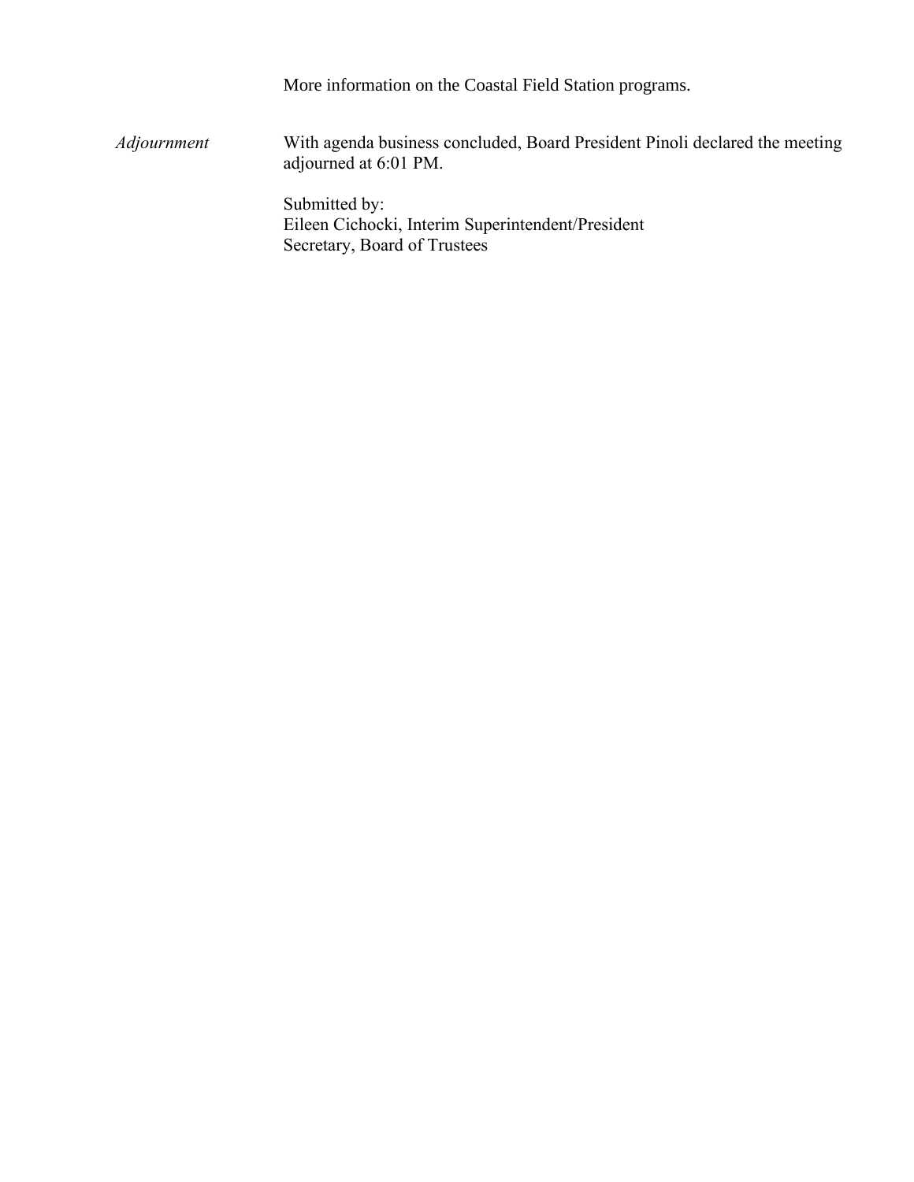More information on the Coastal Field Station programs.

*Adjournment*

With agenda business concluded, Board President Pinoli declared the meeting adjourned at 6:01 PM.

Submitted by:
Eileen Cichocki, Interim Superintendent/President
Secretary, Board of Trustees